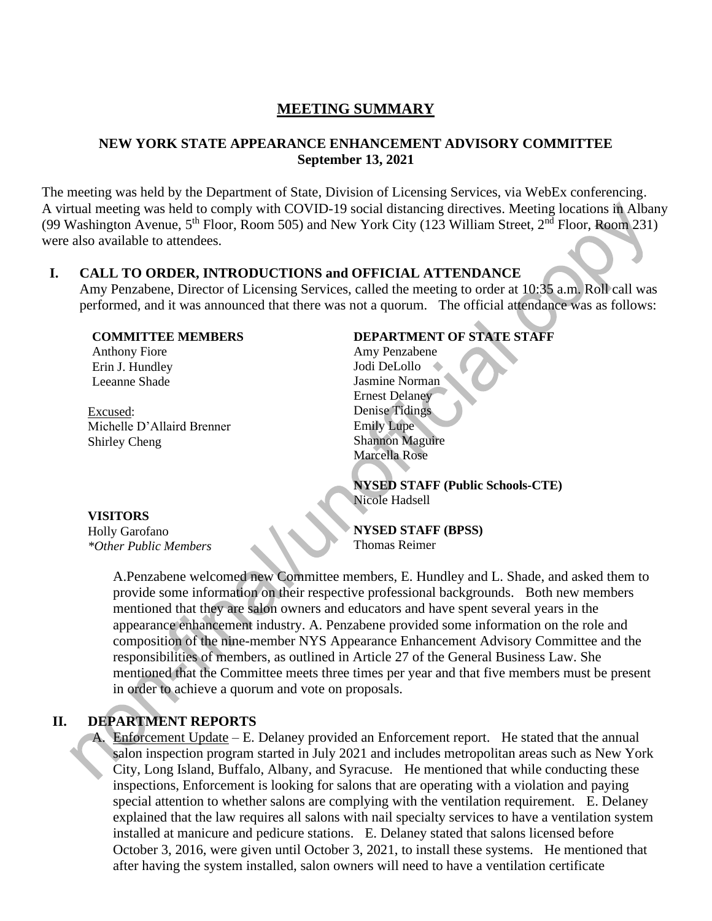# MEETING SUMMARY

## NEW YORK STATE APPEARANCE ENHANCEMENT ADVISORY COMMITTEE
## September 13, 2021

The meeting was held by the Department of State, Division of Licensing Services, via WebEx conferencing. A virtual meeting was held to comply with COVID-19 social distancing directives. Meeting locations in Albany (99 Washington Avenue, 5th Floor, Room 505) and New York City (123 William Street, 2nd Floor, Room 231) were also available to attendees.

## I. CALL TO ORDER, INTRODUCTIONS and OFFICIAL ATTENDANCE

Amy Penzabene, Director of Licensing Services, called the meeting to order at 10:35 a.m. Roll call was performed, and it was announced that there was not a quorum. The official attendance was as follows:

**COMMITTEE MEMBERS**
Anthony Fiore
Erin J. Hundley
Leeanne Shade

Excused:
Michelle D'Allaird Brenner
Shirley Cheng

**DEPARTMENT OF STATE STAFF**
Amy Penzabene
Jodi DeLollo
Jasmine Norman
Ernest Delaney
Denise Tidings
Emily Lupe
Shannon Maguire
Marcella Rose

**NYSED STAFF (Public Schools-CTE)**
Nicole Hadsell

**VISITORS**
Holly Garofano
*Other Public Members

**NYSED STAFF (BPSS)**
Thomas Reimer

A.Penzabene welcomed new Committee members, E. Hundley and L. Shade, and asked them to provide some information on their respective professional backgrounds. Both new members mentioned that they are salon owners and educators and have spent several years in the appearance enhancement industry. A. Penzabene provided some information on the role and composition of the nine-member NYS Appearance Enhancement Advisory Committee and the responsibilities of members, as outlined in Article 27 of the General Business Law. She mentioned that the Committee meets three times per year and that five members must be present in order to achieve a quorum and vote on proposals.

## II. DEPARTMENT REPORTS

A. Enforcement Update – E. Delaney provided an Enforcement report. He stated that the annual salon inspection program started in July 2021 and includes metropolitan areas such as New York City, Long Island, Buffalo, Albany, and Syracuse. He mentioned that while conducting these inspections, Enforcement is looking for salons that are operating with a violation and paying special attention to whether salons are complying with the ventilation requirement. E. Delaney explained that the law requires all salons with nail specialty services to have a ventilation system installed at manicure and pedicure stations. E. Delaney stated that salons licensed before October 3, 2016, were given until October 3, 2021, to install these systems. He mentioned that after having the system installed, salon owners will need to have a ventilation certificate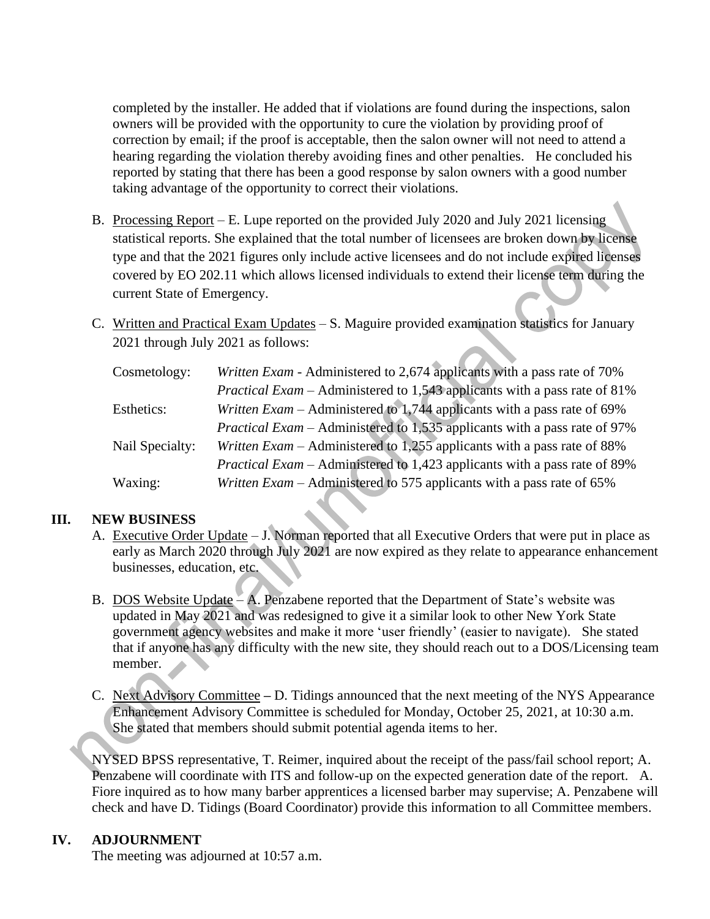completed by the installer. He added that if violations are found during the inspections, salon owners will be provided with the opportunity to cure the violation by providing proof of correction by email; if the proof is acceptable, then the salon owner will not need to attend a hearing regarding the violation thereby avoiding fines and other penalties. He concluded his reported by stating that there has been a good response by salon owners with a good number taking advantage of the opportunity to correct their violations.

B. Processing Report – E. Lupe reported on the provided July 2020 and July 2021 licensing statistical reports. She explained that the total number of licensees are broken down by license type and that the 2021 figures only include active licensees and do not include expired licenses covered by EO 202.11 which allows licensed individuals to extend their license term during the current State of Emergency.

C. Written and Practical Exam Updates – S. Maguire provided examination statistics for January 2021 through July 2021 as follows:

| | |
|---|---|
| Cosmetology: | *Written Exam* - Administered to 2,674 applicants with a pass rate of 70% |
| | *Practical Exam* – Administered to 1,543 applicants with a pass rate of 81% |
| Esthetics: | *Written Exam* – Administered to 1,744 applicants with a pass rate of 69% |
| | *Practical Exam* – Administered to 1,535 applicants with a pass rate of 97% |
| Nail Specialty: | *Written Exam* – Administered to 1,255 applicants with a pass rate of 88% |
| | *Practical Exam* – Administered to 1,423 applicants with a pass rate of 89% |
| Waxing: | *Written Exam* – Administered to 575 applicants with a pass rate of 65% |

## III. NEW BUSINESS

A. Executive Order Update – J. Norman reported that all Executive Orders that were put in place as early as March 2020 through July 2021 are now expired as they relate to appearance enhancement businesses, education, etc.

B. DOS Website Update – A. Penzabene reported that the Department of State's website was updated in May 2021 and was redesigned to give it a similar look to other New York State government agency websites and make it more 'user friendly' (easier to navigate). She stated that if anyone has any difficulty with the new site, they should reach out to a DOS/Licensing team member.

C. Next Advisory Committee – D. Tidings announced that the next meeting of the NYS Appearance Enhancement Advisory Committee is scheduled for Monday, October 25, 2021, at 10:30 a.m. She stated that members should submit potential agenda items to her.

NYSED BPSS representative, T. Reimer, inquired about the receipt of the pass/fail school report; A. Penzabene will coordinate with ITS and follow-up on the expected generation date of the report. A. Fiore inquired as to how many barber apprentices a licensed barber may supervise; A. Penzabene will check and have D. Tidings (Board Coordinator) provide this information to all Committee members.

## IV. ADJOURNMENT

The meeting was adjourned at 10:57 a.m.